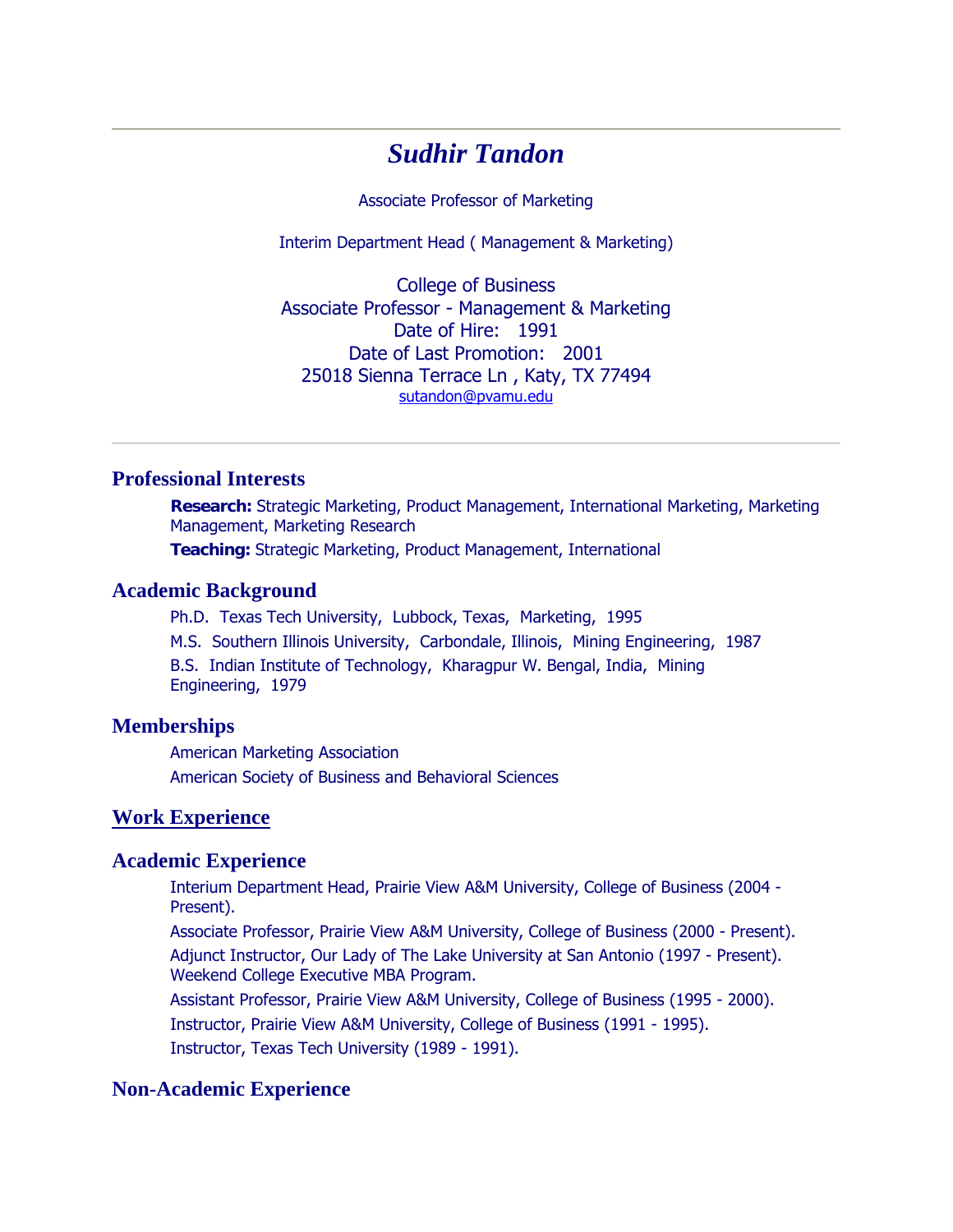# *Sudhir Tandon*

Associate Professor of Marketing

Interim Department Head ( Management & Marketing)

College of Business
Associate Professor - Management & Marketing
Date of Hire: 1991
Date of Last Promotion: 2001
25018 Sienna Terrace Ln , Katy, TX 77494
sutandon@pvamu.edu

---

## Professional Interests

**Research:** Strategic Marketing, Product Management, International Marketing, Marketing Management, Marketing Research

**Teaching:** Strategic Marketing, Product Management, International

## Academic Background

Ph.D. Texas Tech University, Lubbock, Texas, Marketing, 1995

M.S. Southern Illinois University, Carbondale, Illinois, Mining Engineering, 1987

B.S. Indian Institute of Technology, Kharagpur W. Bengal, India, Mining Engineering, 1979

## Memberships

American Marketing Association

American Society of Business and Behavioral Sciences

## Work Experience

## Academic Experience

Interium Department Head, Prairie View A&M University, College of Business (2004 - Present).

Associate Professor, Prairie View A&M University, College of Business (2000 - Present).

Adjunct Instructor, Our Lady of The Lake University at San Antonio (1997 - Present). Weekend College Executive MBA Program.

Assistant Professor, Prairie View A&M University, College of Business (1995 - 2000).

Instructor, Prairie View A&M University, College of Business (1991 - 1995).

Instructor, Texas Tech University (1989 - 1991).

## Non-Academic Experience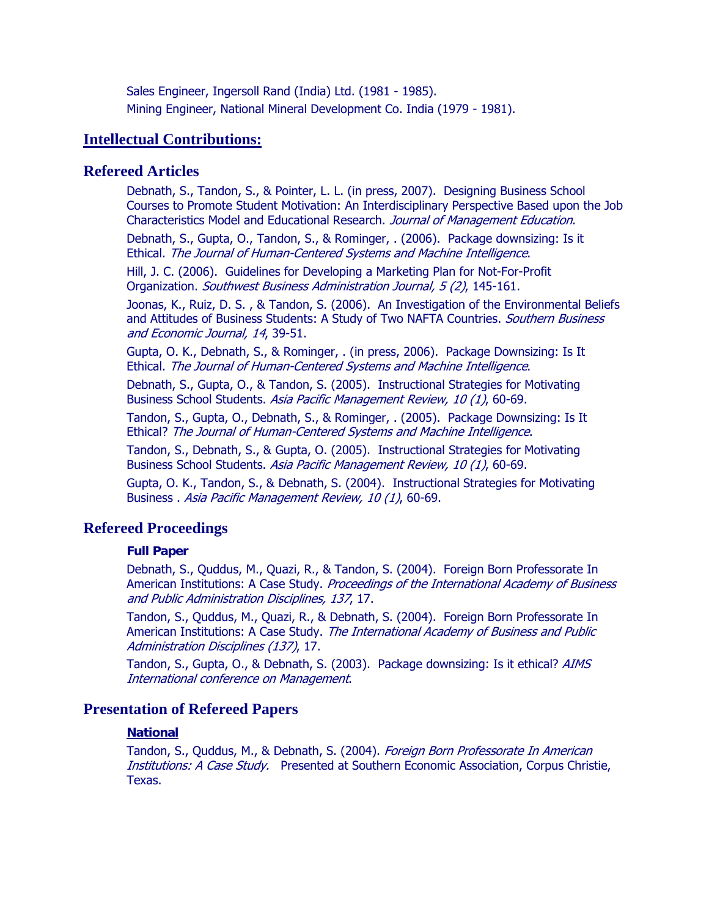Sales Engineer, Ingersoll Rand (India) Ltd. (1981 - 1985).

Mining Engineer, National Mineral Development Co. India (1979 - 1981).

## Intellectual Contributions:

### Refereed Articles

Debnath, S., Tandon, S., & Pointer, L. L. (in press, 2007). Designing Business School Courses to Promote Student Motivation: An Interdisciplinary Perspective Based upon the Job Characteristics Model and Educational Research. *Journal of Management Education*.

Debnath, S., Gupta, O., Tandon, S., & Rominger, . (2006). Package downsizing: Is it Ethical. *The Journal of Human-Centered Systems and Machine Intelligence*.

Hill, J. C. (2006). Guidelines for Developing a Marketing Plan for Not-For-Profit Organization. *Southwest Business Administration Journal, 5 (2)*, 145-161.

Joonas, K., Ruiz, D. S. , & Tandon, S. (2006). An Investigation of the Environmental Beliefs and Attitudes of Business Students: A Study of Two NAFTA Countries. *Southern Business and Economic Journal, 14*, 39-51.

Gupta, O. K., Debnath, S., & Rominger, . (in press, 2006). Package Downsizing: Is It Ethical. *The Journal of Human-Centered Systems and Machine Intelligence*.

Debnath, S., Gupta, O., & Tandon, S. (2005). Instructional Strategies for Motivating Business School Students. *Asia Pacific Management Review, 10 (1)*, 60-69.

Tandon, S., Gupta, O., Debnath, S., & Rominger, . (2005). Package Downsizing: Is It Ethical? *The Journal of Human-Centered Systems and Machine Intelligence*.

Tandon, S., Debnath, S., & Gupta, O. (2005). Instructional Strategies for Motivating Business School Students. *Asia Pacific Management Review, 10 (1)*, 60-69.

Gupta, O. K., Tandon, S., & Debnath, S. (2004). Instructional Strategies for Motivating Business . *Asia Pacific Management Review, 10 (1)*, 60-69.

### Refereed Proceedings

#### Full Paper

Debnath, S., Quddus, M., Quazi, R., & Tandon, S. (2004). Foreign Born Professorate In American Institutions: A Case Study. *Proceedings of the International Academy of Business and Public Administration Disciplines, 137*, 17.

Tandon, S., Quddus, M., Quazi, R., & Debnath, S. (2004). Foreign Born Professorate In American Institutions: A Case Study. *The International Academy of Business and Public Administration Disciplines (137)*, 17.

Tandon, S., Gupta, O., & Debnath, S. (2003). Package downsizing: Is it ethical? *AIMS International conference on Management*.

### Presentation of Refereed Papers

#### National

Tandon, S., Quddus, M., & Debnath, S. (2004). *Foreign Born Professorate In American Institutions: A Case Study.* Presented at Southern Economic Association, Corpus Christie, Texas.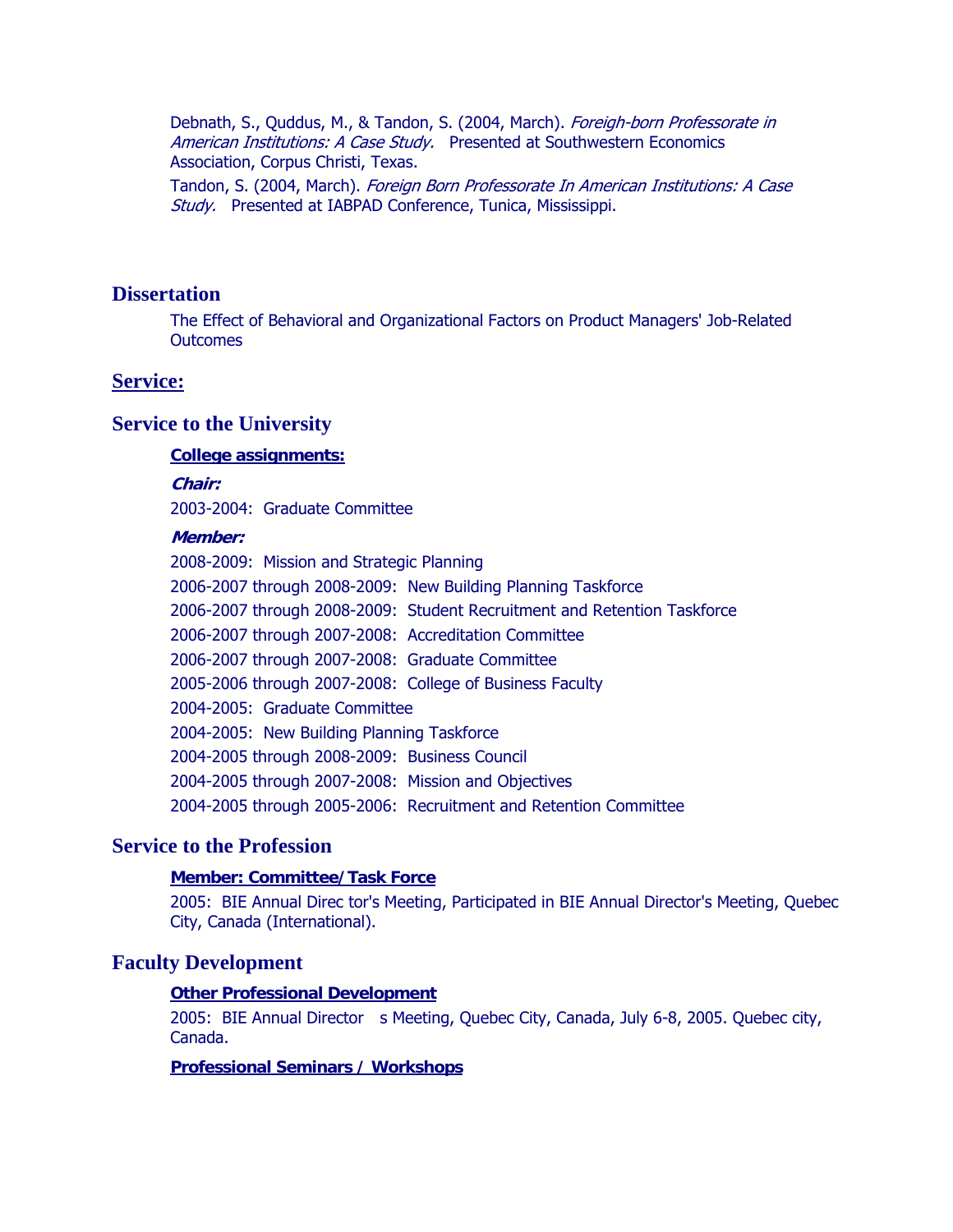Debnath, S., Quddus, M., & Tandon, S. (2004, March). *Foreigh-born Professorate in American Institutions: A Case Study.* Presented at Southwestern Economics Association, Corpus Christi, Texas.

Tandon, S. (2004, March). *Foreign Born Professorate In American Institutions: A Case Study.* Presented at IABPAD Conference, Tunica, Mississippi.

## Dissertation

The Effect of Behavioral and Organizational Factors on Product Managers' Job-Related Outcomes

## Service:

## Service to the University

**College assignments:**

***Chair:***

2003-2004: Graduate Committee

***Member:***

2008-2009: Mission and Strategic Planning

2006-2007 through 2008-2009: New Building Planning Taskforce

2006-2007 through 2008-2009: Student Recruitment and Retention Taskforce

2006-2007 through 2007-2008: Accreditation Committee

2006-2007 through 2007-2008: Graduate Committee

2005-2006 through 2007-2008: College of Business Faculty

2004-2005: Graduate Committee

2004-2005: New Building Planning Taskforce

2004-2005 through 2008-2009: Business Council

2004-2005 through 2007-2008: Mission and Objectives

2004-2005 through 2005-2006: Recruitment and Retention Committee

## Service to the Profession

**Member: Committee/Task Force**

2005: BIE Annual Direc tor's Meeting, Participated in BIE Annual Director's Meeting, Quebec City, Canada (International).

## Faculty Development

**Other Professional Development**

2005: BIE Annual Director s Meeting, Quebec City, Canada, July 6-8, 2005. Quebec city, Canada.

**Professional Seminars / Workshops**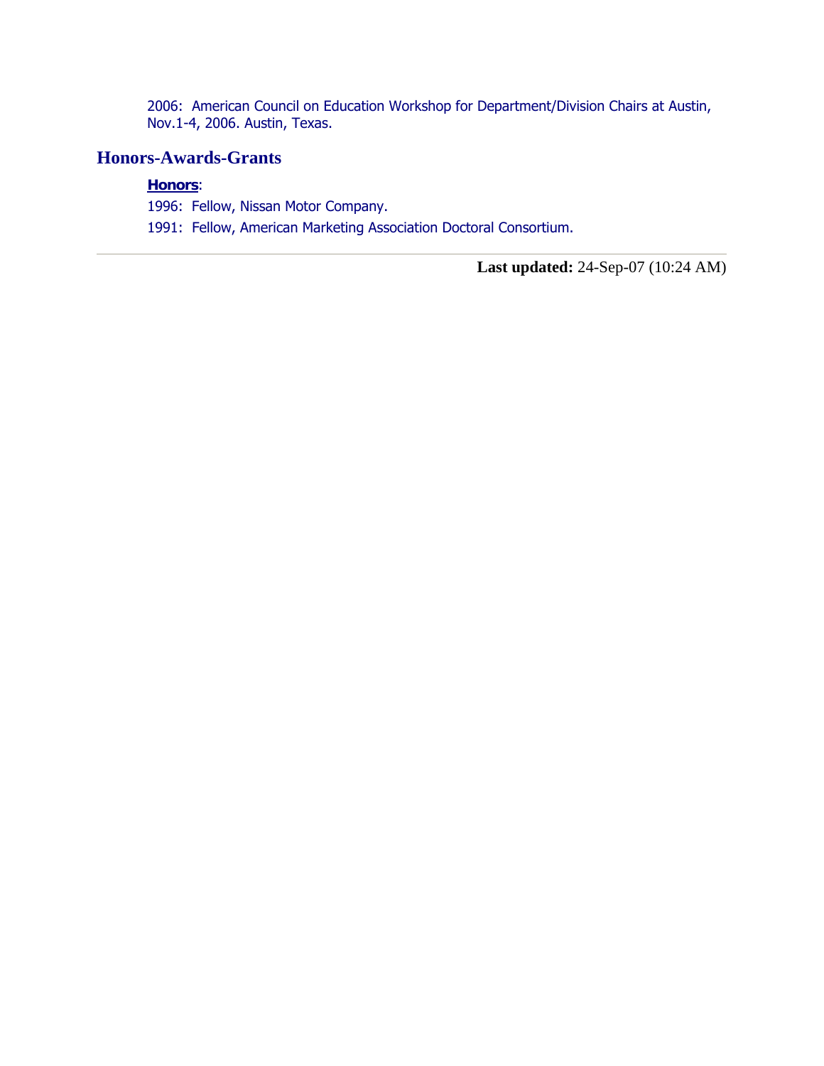2006: American Council on Education Workshop for Department/Division Chairs at Austin, Nov.1-4, 2006. Austin, Texas.

## Honors-Awards-Grants

**Honors**:

1996: Fellow, Nissan Motor Company.

1991: Fellow, American Marketing Association Doctoral Consortium.

---

**Last updated:** 24-Sep-07 (10:24 AM)